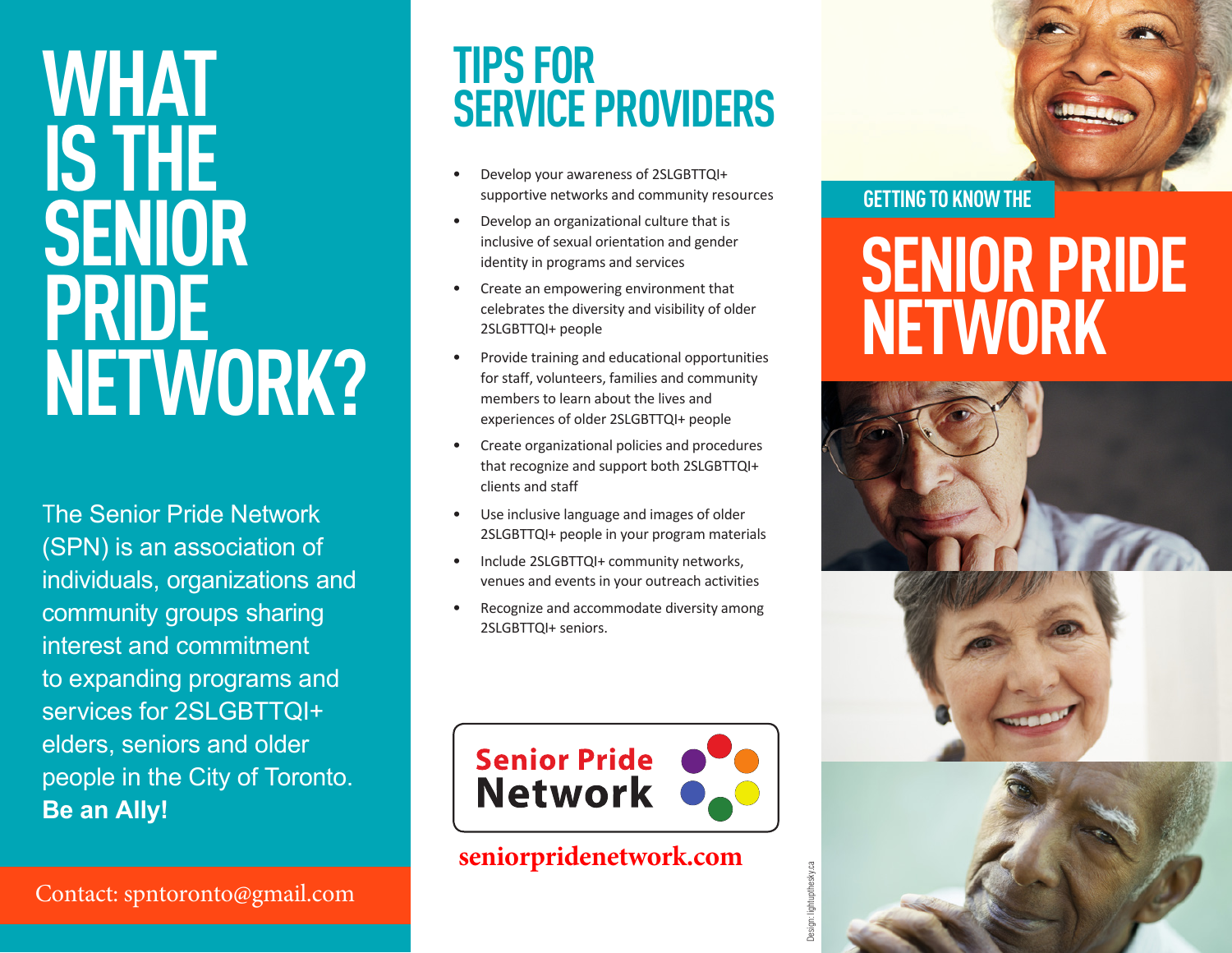# WHAT IS THE SENIOR PRIDE NETWORK?

The Senior Pride Network (SPN) is an association of individuals, organizations and community groups sharing interest and commitment to expanding programs and services for 2SLGBTTQI+ elders, seniors and older people in the City of Toronto. **Be an Ally!**

Contact: spntoronto@gmail.com

# TIPS FOR SERVICE PROVIDERS

- Develop your awareness of 2SLGBTTQI+ supportive networks and community resources
- Develop an organizational culture that is inclusive of sexual orientation and gender identity in programs and services
- Create an empowering environment that celebrates the diversity and visibility of older 2SLGBTTQI+ people
- Provide training and educational opportunities for staff, volunteers, families and community members to learn about the lives and experiences of older 2SLGBTTQI+ people
- Create organizational policies and procedures that recognize and support both 2SLGBTTQI+ clients and staff
- Use inclusive language and images of older 2SLGBTTQI+ people in your program materials
- Include 2SLGBTTQI+ community networks, venues and events in your outreach activities
- Recognize and accommodate diversity among 2SLGBTTQI+ seniors.

Senior Pride Network

seniorpridenetwork.com

Design: lightupthesky.ca

GETTING TO KNOW THE

# SENIOR PRIDE NETWORK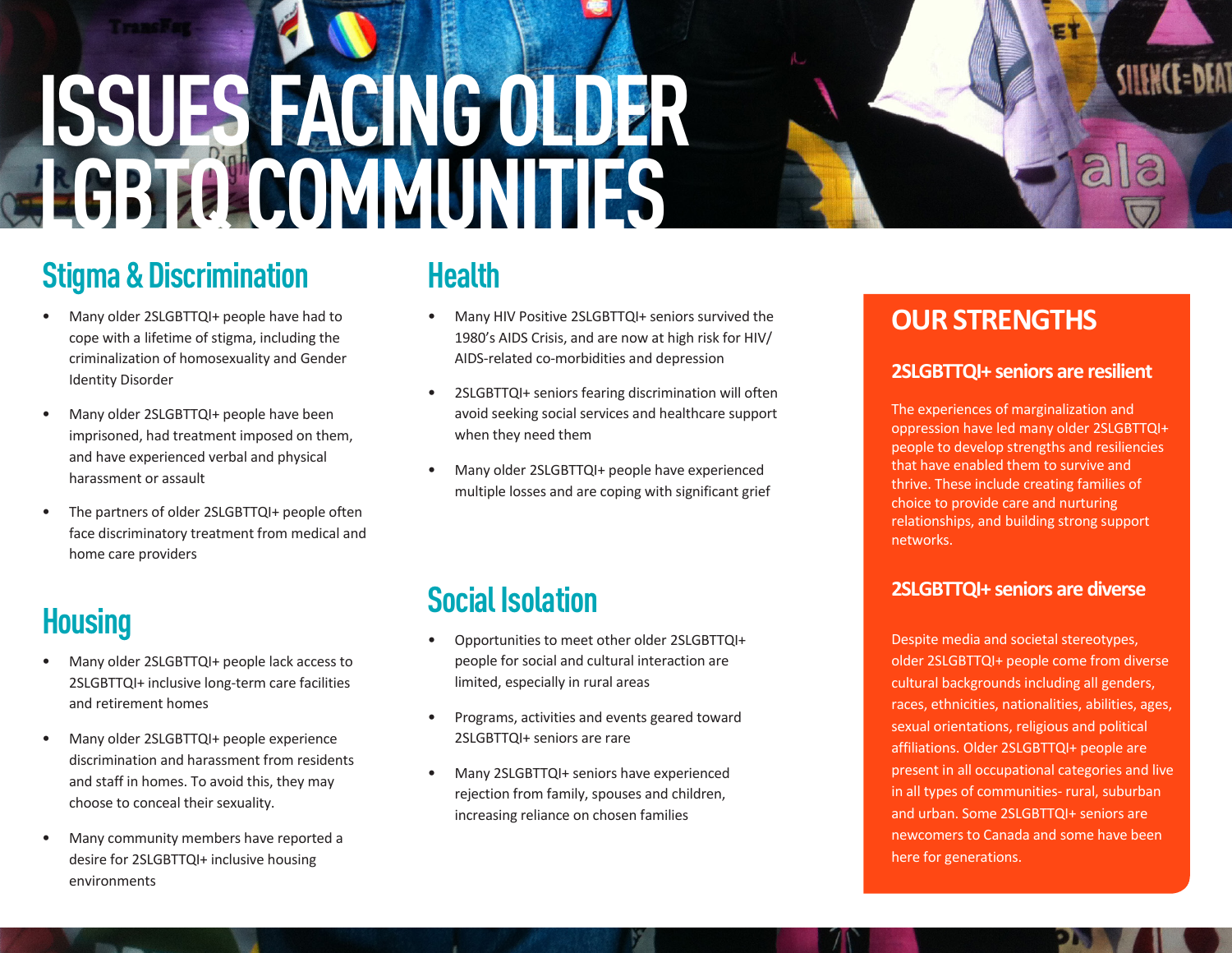# ISSUES FACING OLDER LGBTQ COMMUNITIES

## Stigma & Discrimination

- Many older 2SLGBTTQI+ people have had to cope with a lifetime of stigma, including the criminalization of homosexuality and Gender Identity Disorder
- Many older 2SLGBTTQI+ people have been imprisoned, had treatment imposed on them, and have experienced verbal and physical harassment or assault
- The partners of older 2SLGBTTQI+ people often face discriminatory treatment from medical and home care providers

## Housing

- Many older 2SLGBTTQI+ people lack access to 2SLGBTTQI+ inclusive long-term care facilities and retirement homes
- Many older 2SLGBTTQI+ people experience discrimination and harassment from residents and staff in homes. To avoid this, they may choose to conceal their sexuality.
- Many community members have reported a desire for 2SLGBTTQI+ inclusive housing environments

## Health

- Many HIV Positive 2SLGBTTQI+ seniors survived the 1980's AIDS Crisis, and are now at high risk for HIV/AIDS-related co-morbidities and depression
- 2SLGBTTQI+ seniors fearing discrimination will often avoid seeking social services and healthcare support when they need them
- Many older 2SLGBTTQI+ people have experienced multiple losses and are coping with significant grief

## Social Isolation

- Opportunities to meet other older 2SLGBTTQI+ people for social and cultural interaction are limited, especially in rural areas
- Programs, activities and events geared toward 2SLGBTTQI+ seniors are rare
- Many 2SLGBTTQI+ seniors have experienced rejection from family, spouses and children, increasing reliance on chosen families

## OUR STRENGTHS

### 2SLGBTTQI+ seniors are resilient

The experiences of marginalization and oppression have led many older 2SLGBTTQI+ people to develop strengths and resiliencies that have enabled them to survive and thrive. These include creating families of choice to provide care and nurturing relationships, and building strong support networks.

### 2SLGBTTQI+ seniors are diverse

Despite media and societal stereotypes, older 2SLGBTTQI+ people come from diverse cultural backgrounds including all genders, races, ethnicities, nationalities, abilities, ages, sexual orientations, religious and political affiliations. Older 2SLGBTTQI+ people are present in all occupational categories and live in all types of communities- rural, suburban and urban. Some 2SLGBTTQI+ seniors are newcomers to Canada and some have been here for generations.